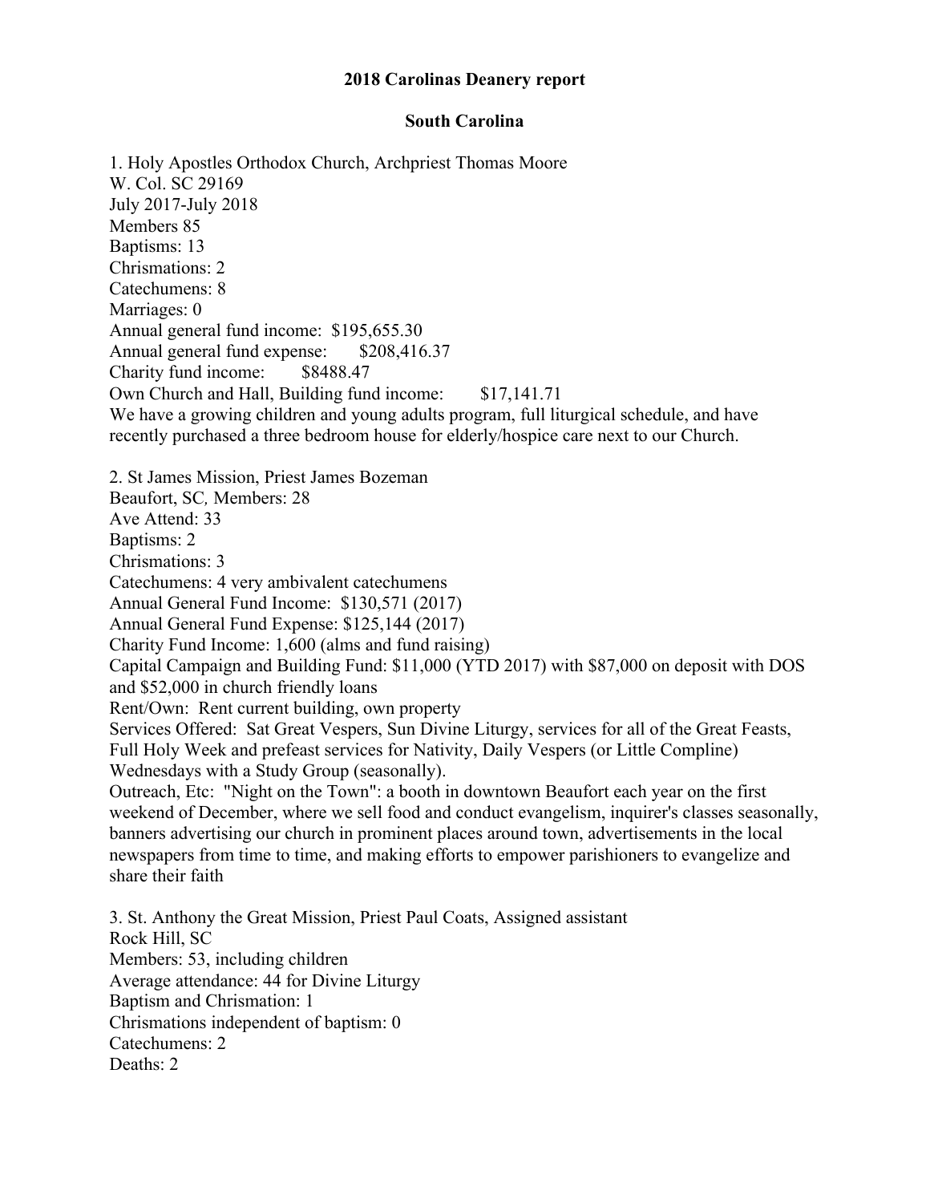# 2018 Carolinas Deanery report

## South Carolina

1. Holy Apostles Orthodox Church, Archpriest Thomas Moore
W. Col. SC 29169
July 2017-July 2018
Members 85
Baptisms: 13
Chrismations: 2
Catechumens: 8
Marriages: 0
Annual general fund income: $195,655.30
Annual general fund expense: $208,416.37
Charity fund income: $8488.47
Own Church and Hall, Building fund income: $17,141.71
We have a growing children and young adults program, full liturgical schedule, and have recently purchased a three bedroom house for elderly/hospice care next to our Church.

2. St James Mission, Priest James Bozeman
Beaufort, SC, Members: 28
Ave Attend: 33
Baptisms: 2
Chrismations: 3
Catechumens: 4 very ambivalent catechumens
Annual General Fund Income: $130,571 (2017)
Annual General Fund Expense: $125,144 (2017)
Charity Fund Income: 1,600 (alms and fund raising)
Capital Campaign and Building Fund: $11,000 (YTD 2017) with $87,000 on deposit with DOS and $52,000 in church friendly loans
Rent/Own: Rent current building, own property
Services Offered: Sat Great Vespers, Sun Divine Liturgy, services for all of the Great Feasts, Full Holy Week and prefeast services for Nativity, Daily Vespers (or Little Compline) Wednesdays with a Study Group (seasonally).
Outreach, Etc: "Night on the Town": a booth in downtown Beaufort each year on the first weekend of December, where we sell food and conduct evangelism, inquirer's classes seasonally, banners advertising our church in prominent places around town, advertisements in the local newspapers from time to time, and making efforts to empower parishioners to evangelize and share their faith

3. St. Anthony the Great Mission, Priest Paul Coats, Assigned assistant
Rock Hill, SC
Members: 53, including children
Average attendance: 44 for Divine Liturgy
Baptism and Chrismation: 1
Chrismations independent of baptism: 0
Catechumens: 2
Deaths: 2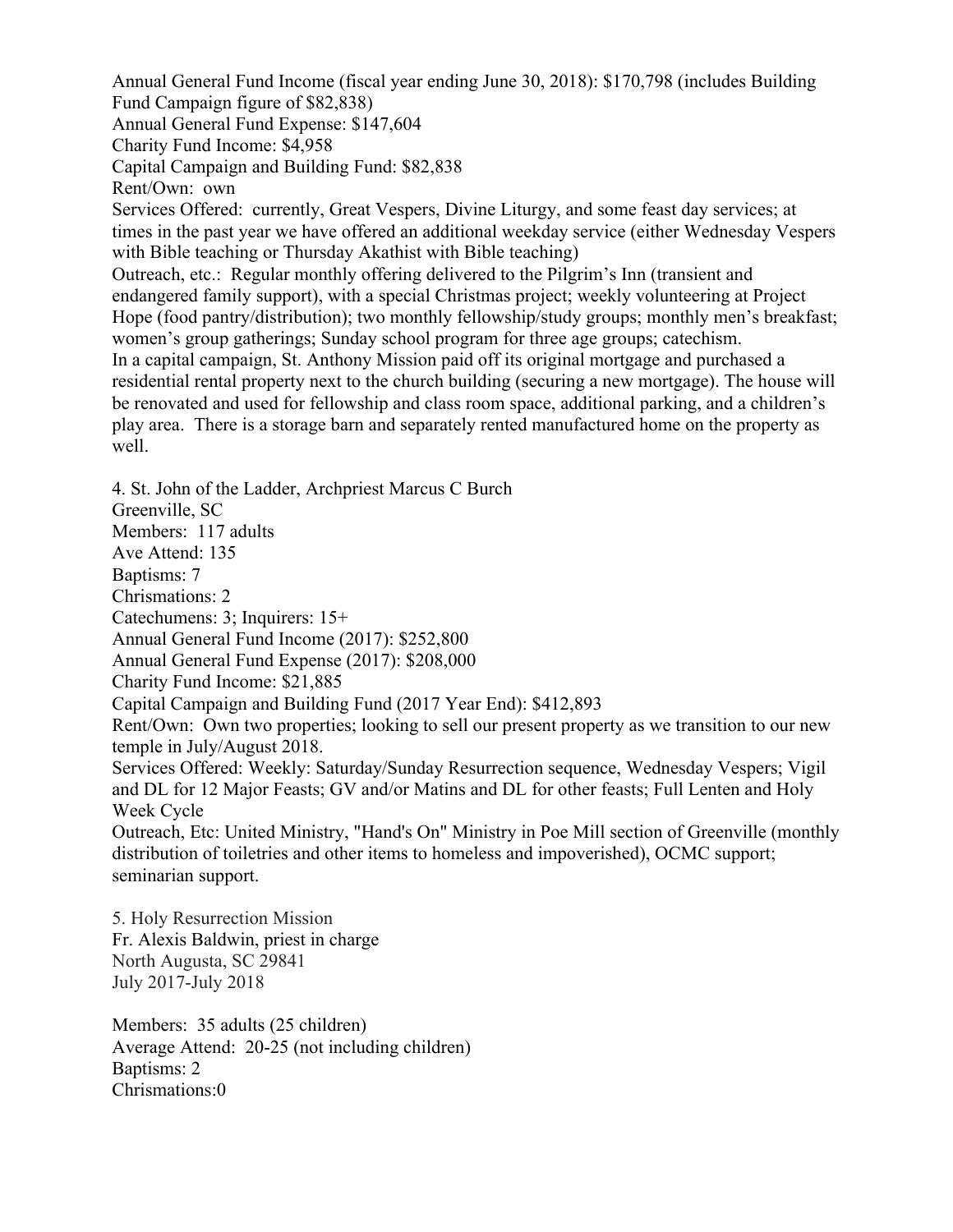Annual General Fund Income (fiscal year ending June 30, 2018): $170,798 (includes Building Fund Campaign figure of $82,838)
Annual General Fund Expense: $147,604
Charity Fund Income: $4,958
Capital Campaign and Building Fund: $82,838
Rent/Own: own
Services Offered: currently, Great Vespers, Divine Liturgy, and some feast day services; at times in the past year we have offered an additional weekday service (either Wednesday Vespers with Bible teaching or Thursday Akathist with Bible teaching)
Outreach, etc.: Regular monthly offering delivered to the Pilgrim's Inn (transient and endangered family support), with a special Christmas project; weekly volunteering at Project Hope (food pantry/distribution); two monthly fellowship/study groups; monthly men's breakfast; women's group gatherings; Sunday school program for three age groups; catechism.
In a capital campaign, St. Anthony Mission paid off its original mortgage and purchased a residential rental property next to the church building (securing a new mortgage). The house will be renovated and used for fellowship and class room space, additional parking, and a children's play area. There is a storage barn and separately rented manufactured home on the property as well.

4. St. John of the Ladder, Archpriest Marcus C Burch
Greenville, SC
Members: 117 adults
Ave Attend: 135
Baptisms: 7
Chrismations: 2
Catechumens: 3; Inquirers: 15+
Annual General Fund Income (2017): $252,800
Annual General Fund Expense (2017): $208,000
Charity Fund Income: $21,885
Capital Campaign and Building Fund (2017 Year End): $412,893
Rent/Own: Own two properties; looking to sell our present property as we transition to our new temple in July/August 2018.
Services Offered: Weekly: Saturday/Sunday Resurrection sequence, Wednesday Vespers; Vigil and DL for 12 Major Feasts; GV and/or Matins and DL for other feasts; Full Lenten and Holy Week Cycle
Outreach, Etc: United Ministry, "Hand's On" Ministry in Poe Mill section of Greenville (monthly distribution of toiletries and other items to homeless and impoverished), OCMC support; seminarian support.

5. Holy Resurrection Mission
Fr. Alexis Baldwin, priest in charge
North Augusta, SC 29841
July 2017-July 2018

Members: 35 adults (25 children)
Average Attend: 20-25 (not including children)
Baptisms: 2
Chrismations:0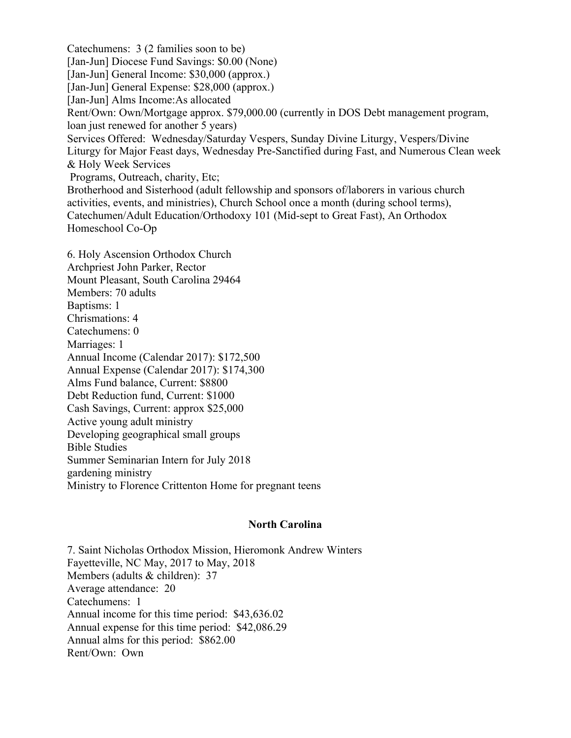Catechumens: 3 (2 families soon to be)
[Jan-Jun] Diocese Fund Savings: $0.00 (None)
[Jan-Jun] General Income: $30,000 (approx.)
[Jan-Jun] General Expense: $28,000 (approx.)
[Jan-Jun] Alms Income:As allocated
Rent/Own: Own/Mortgage approx. $79,000.00 (currently in DOS Debt management program, loan just renewed for another 5 years)
Services Offered: Wednesday/Saturday Vespers, Sunday Divine Liturgy, Vespers/Divine Liturgy for Major Feast days, Wednesday Pre-Sanctified during Fast, and Numerous Clean week & Holy Week Services
Programs, Outreach, charity, Etc;
Brotherhood and Sisterhood (adult fellowship and sponsors of/laborers in various church activities, events, and ministries), Church School once a month (during school terms), Catechumen/Adult Education/Orthodoxy 101 (Mid-sept to Great Fast), An Orthodox Homeschool Co-Op

6. Holy Ascension Orthodox Church
Archpriest John Parker, Rector
Mount Pleasant, South Carolina 29464
Members: 70 adults
Baptisms: 1
Chrismations: 4
Catechumens: 0
Marriages: 1
Annual Income (Calendar 2017): $172,500
Annual Expense (Calendar 2017): $174,300
Alms Fund balance, Current: $8800
Debt Reduction fund, Current: $1000
Cash Savings, Current: approx $25,000
Active young adult ministry
Developing geographical small groups
Bible Studies
Summer Seminarian Intern for July 2018
gardening ministry
Ministry to Florence Crittenton Home for pregnant teens

## North Carolina

7. Saint Nicholas Orthodox Mission, Hieromonk Andrew Winters
Fayetteville, NC May, 2017 to May, 2018
Members (adults & children): 37
Average attendance: 20
Catechumens: 1
Annual income for this time period: $43,636.02
Annual expense for this time period: $42,086.29
Annual alms for this period: $862.00
Rent/Own: Own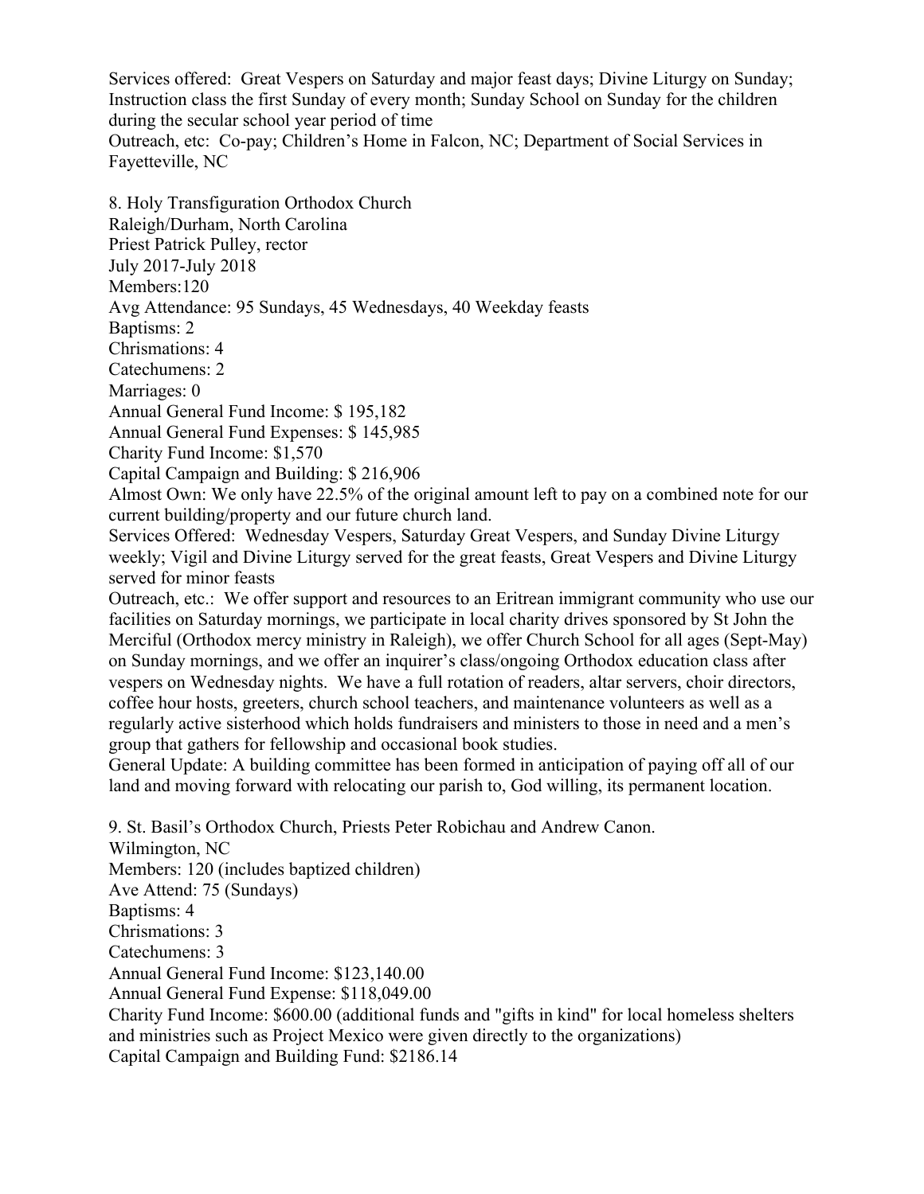Services offered: Great Vespers on Saturday and major feast days; Divine Liturgy on Sunday; Instruction class the first Sunday of every month; Sunday School on Sunday for the children during the secular school year period of time

Outreach, etc: Co-pay; Children's Home in Falcon, NC; Department of Social Services in Fayetteville, NC

8. Holy Transfiguration Orthodox Church
Raleigh/Durham, North Carolina
Priest Patrick Pulley, rector
July 2017-July 2018
Members:120
Avg Attendance: 95 Sundays, 45 Wednesdays, 40 Weekday feasts
Baptisms: 2
Chrismations: 4
Catechumens: 2
Marriages: 0
Annual General Fund Income: $ 195,182
Annual General Fund Expenses: $ 145,985
Charity Fund Income: $1,570
Capital Campaign and Building: $ 216,906
Almost Own: We only have 22.5% of the original amount left to pay on a combined note for our current building/property and our future church land.
Services Offered: Wednesday Vespers, Saturday Great Vespers, and Sunday Divine Liturgy weekly; Vigil and Divine Liturgy served for the great feasts, Great Vespers and Divine Liturgy served for minor feasts
Outreach, etc.: We offer support and resources to an Eritrean immigrant community who use our facilities on Saturday mornings, we participate in local charity drives sponsored by St John the Merciful (Orthodox mercy ministry in Raleigh), we offer Church School for all ages (Sept-May) on Sunday mornings, and we offer an inquirer's class/ongoing Orthodox education class after vespers on Wednesday nights. We have a full rotation of readers, altar servers, choir directors, coffee hour hosts, greeters, church school teachers, and maintenance volunteers as well as a regularly active sisterhood which holds fundraisers and ministers to those in need and a men's group that gathers for fellowship and occasional book studies.
General Update: A building committee has been formed in anticipation of paying off all of our land and moving forward with relocating our parish to, God willing, its permanent location.

9. St. Basil's Orthodox Church, Priests Peter Robichau and Andrew Canon.
Wilmington, NC
Members: 120 (includes baptized children)
Ave Attend: 75 (Sundays)
Baptisms: 4
Chrismations: 3
Catechumens: 3
Annual General Fund Income: $123,140.00
Annual General Fund Expense: $118,049.00
Charity Fund Income: $600.00 (additional funds and "gifts in kind" for local homeless shelters and ministries such as Project Mexico were given directly to the organizations)
Capital Campaign and Building Fund: $2186.14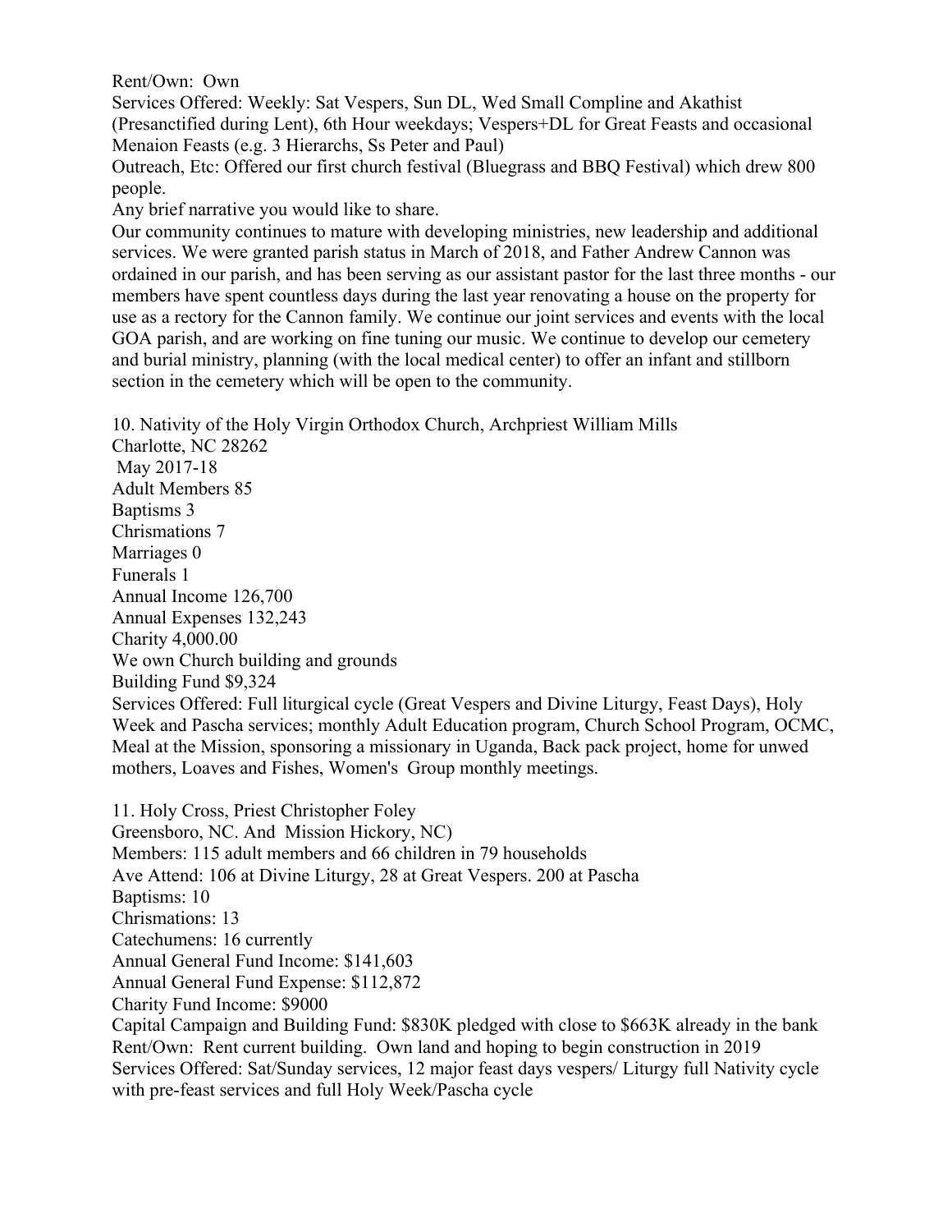Rent/Own: Own

Services Offered: Weekly: Sat Vespers, Sun DL, Wed Small Compline and Akathist (Presanctified during Lent), 6th Hour weekdays; Vespers+DL for Great Feasts and occasional Menaion Feasts (e.g. 3 Hierarchs, Ss Peter and Paul)

Outreach, Etc: Offered our first church festival (Bluegrass and BBQ Festival) which drew 800 people.

Any brief narrative you would like to share.

Our community continues to mature with developing ministries, new leadership and additional services. We were granted parish status in March of 2018, and Father Andrew Cannon was ordained in our parish, and has been serving as our assistant pastor for the last three months - our members have spent countless days during the last year renovating a house on the property for use as a rectory for the Cannon family. We continue our joint services and events with the local GOA parish, and are working on fine tuning our music. We continue to develop our cemetery and burial ministry, planning (with the local medical center) to offer an infant and stillborn section in the cemetery which will be open to the community.

10. Nativity of the Holy Virgin Orthodox Church, Archpriest William Mills
Charlotte, NC 28262
May 2017-18
Adult Members 85
Baptisms 3
Chrismations 7
Marriages 0
Funerals 1
Annual Income 126,700
Annual Expenses 132,243
Charity 4,000.00
We own Church building and grounds
Building Fund $9,324
Services Offered: Full liturgical cycle (Great Vespers and Divine Liturgy, Feast Days), Holy Week and Pascha services; monthly Adult Education program, Church School Program, OCMC, Meal at the Mission, sponsoring a missionary in Uganda, Back pack project, home for unwed mothers, Loaves and Fishes, Women's Group monthly meetings.

11. Holy Cross, Priest Christopher Foley
Greensboro, NC. And Mission Hickory, NC)
Members: 115 adult members and 66 children in 79 households
Ave Attend: 106 at Divine Liturgy, 28 at Great Vespers. 200 at Pascha
Baptisms: 10
Chrismations: 13
Catechumens: 16 currently
Annual General Fund Income: $141,603
Annual General Fund Expense: $112,872
Charity Fund Income: $9000
Capital Campaign and Building Fund: $830K pledged with close to $663K already in the bank
Rent/Own: Rent current building. Own land and hoping to begin construction in 2019
Services Offered: Sat/Sunday services, 12 major feast days vespers/ Liturgy full Nativity cycle with pre-feast services and full Holy Week/Pascha cycle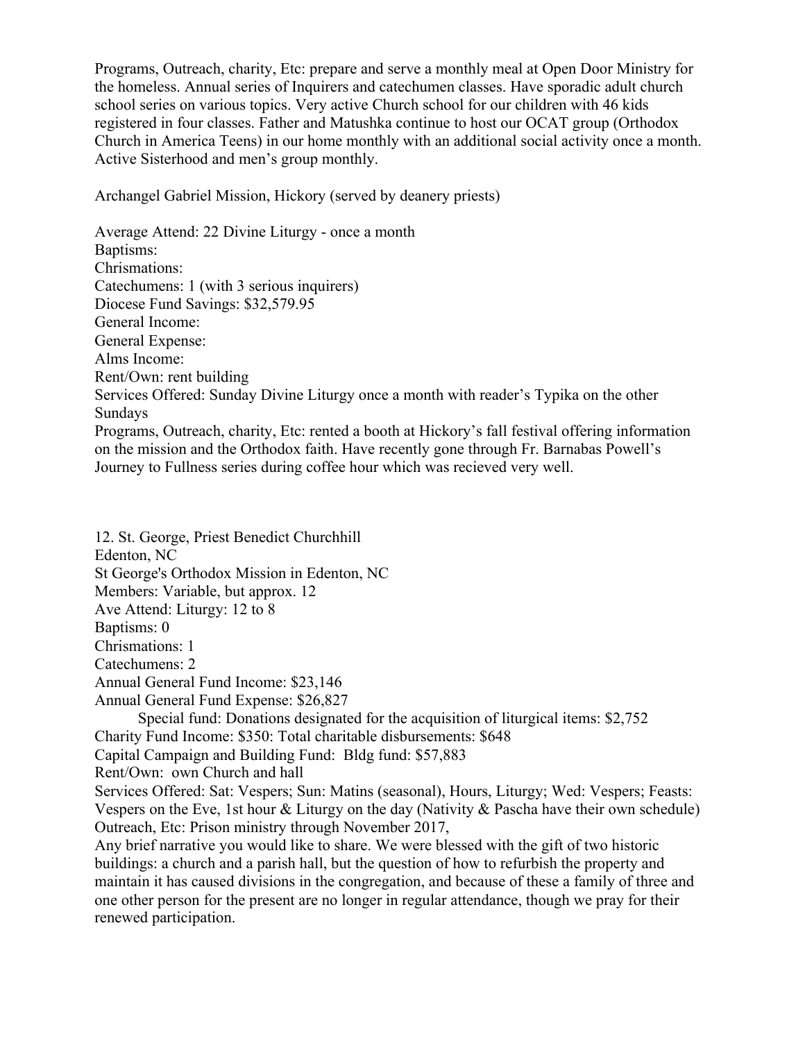Programs, Outreach, charity, Etc: prepare and serve a monthly meal at Open Door Ministry for the homeless. Annual series of Inquirers and catechumen classes. Have sporadic adult church school series on various topics. Very active Church school for our children with 46 kids registered in four classes. Father and Matushka continue to host our OCAT group (Orthodox Church in America Teens) in our home monthly with an additional social activity once a month. Active Sisterhood and men's group monthly.

Archangel Gabriel Mission, Hickory (served by deanery priests)

Average Attend: 22 Divine Liturgy - once a month
Baptisms:
Chrismations:
Catechumens: 1 (with 3 serious inquirers)
Diocese Fund Savings: $32,579.95
General Income:
General Expense:
Alms Income:
Rent/Own: rent building
Services Offered: Sunday Divine Liturgy once a month with reader's Typika on the other Sundays
Programs, Outreach, charity, Etc: rented a booth at Hickory's fall festival offering information on the mission and the Orthodox faith. Have recently gone through Fr. Barnabas Powell's Journey to Fullness series during coffee hour which was recieved very well.

12. St. George, Priest Benedict Churchhill
Edenton, NC
St George's Orthodox Mission in Edenton, NC
Members: Variable, but approx. 12
Ave Attend: Liturgy: 12 to 8
Baptisms: 0
Chrismations: 1
Catechumens: 2
Annual General Fund Income: $23,146
Annual General Fund Expense: $26,827
    Special fund: Donations designated for the acquisition of liturgical items: $2,752
Charity Fund Income: $350: Total charitable disbursements: $648
Capital Campaign and Building Fund: Bldg fund: $57,883
Rent/Own: own Church and hall
Services Offered: Sat: Vespers; Sun: Matins (seasonal), Hours, Liturgy; Wed: Vespers; Feasts: Vespers on the Eve, 1st hour & Liturgy on the day (Nativity & Pascha have their own schedule)
Outreach, Etc: Prison ministry through November 2017,
Any brief narrative you would like to share. We were blessed with the gift of two historic buildings: a church and a parish hall, but the question of how to refurbish the property and maintain it has caused divisions in the congregation, and because of these a family of three and one other person for the present are no longer in regular attendance, though we pray for their renewed participation.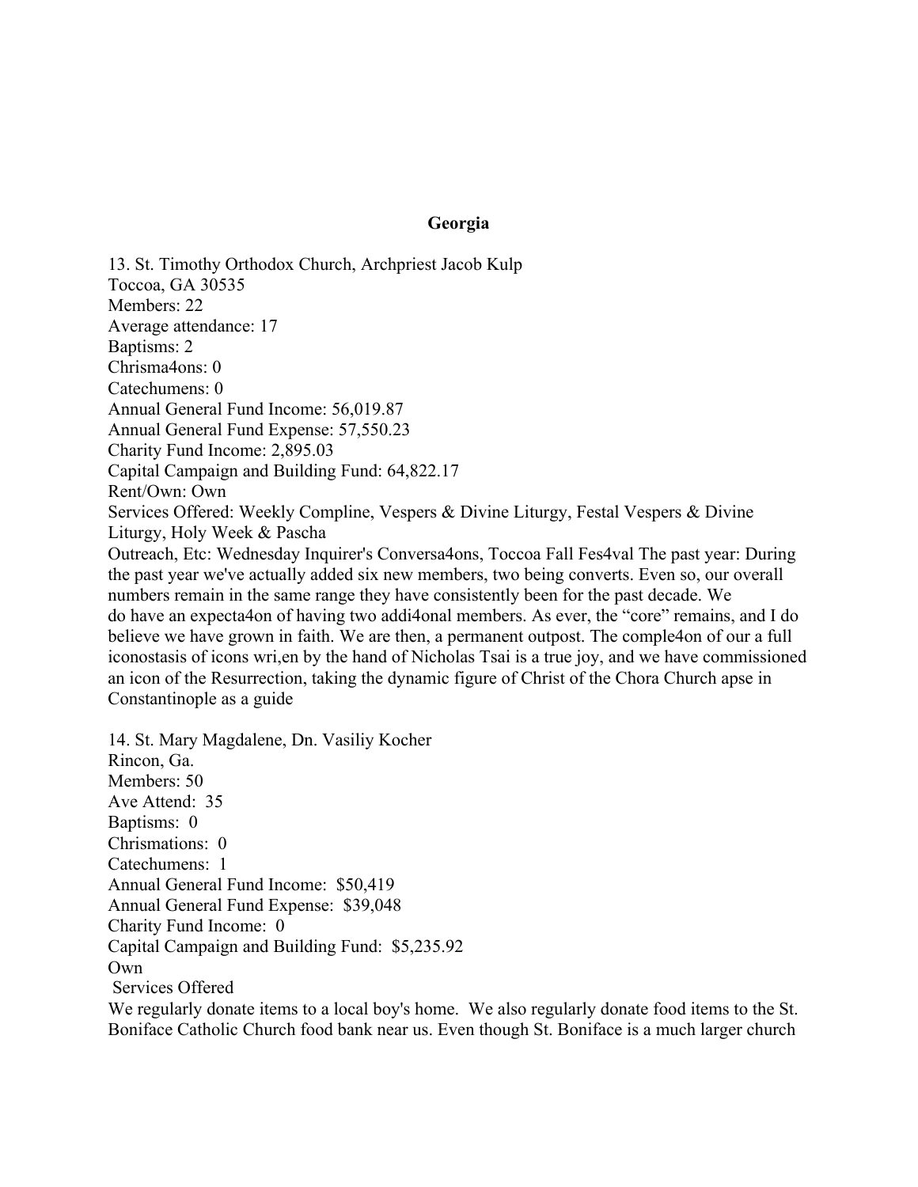**Georgia**

13. St. Timothy Orthodox Church, Archpriest Jacob Kulp
Toccoa, GA 30535
Members: 22
Average attendance: 17
Baptisms: 2
Chrisma4ons: 0
Catechumens: 0
Annual General Fund Income: 56,019.87
Annual General Fund Expense: 57,550.23
Charity Fund Income: 2,895.03
Capital Campaign and Building Fund: 64,822.17
Rent/Own: Own
Services Offered: Weekly Compline, Vespers & Divine Liturgy, Festal Vespers & Divine Liturgy, Holy Week & Pascha
Outreach, Etc: Wednesday Inquirer's Conversa4ons, Toccoa Fall Fes4val The past year: During the past year we've actually added six new members, two being converts. Even so, our overall numbers remain in the same range they have consistently been for the past decade. We do have an expecta4on of having two addi4onal members. As ever, the "core" remains, and I do believe we have grown in faith. We are then, a permanent outpost. The comple4on of our a full iconostasis of icons wri,en by the hand of Nicholas Tsai is a true joy, and we have commissioned an icon of the Resurrection, taking the dynamic figure of Christ of the Chora Church apse in Constantinople as a guide

14. St. Mary Magdalene, Dn. Vasiliy Kocher
Rincon, Ga.
Members: 50
Ave Attend: 35
Baptisms: 0
Chrismations: 0
Catechumens: 1
Annual General Fund Income: $50,419
Annual General Fund Expense: $39,048
Charity Fund Income: 0
Capital Campaign and Building Fund: $5,235.92
Own
Services Offered
We regularly donate items to a local boy's home. We also regularly donate food items to the St. Boniface Catholic Church food bank near us. Even though St. Boniface is a much larger church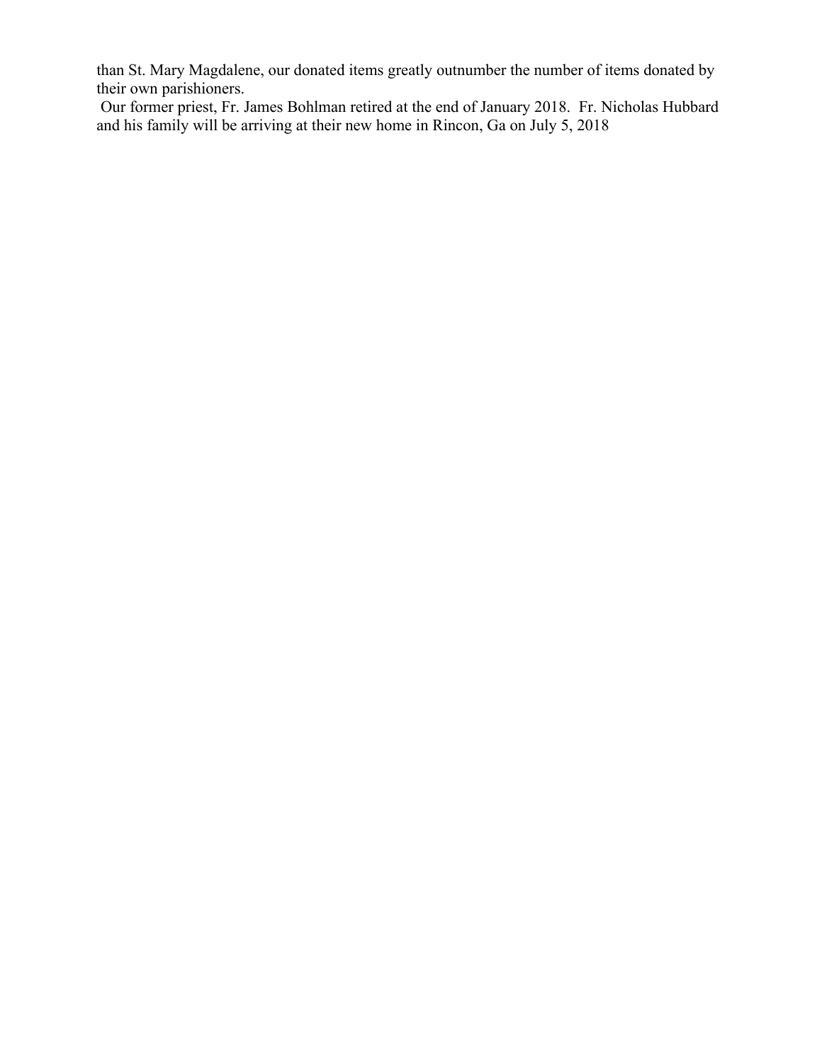than St. Mary Magdalene, our donated items greatly outnumber the number of items donated by their own parishioners.

Our former priest, Fr. James Bohlman retired at the end of January 2018. Fr. Nicholas Hubbard and his family will be arriving at their new home in Rincon, Ga on July 5, 2018